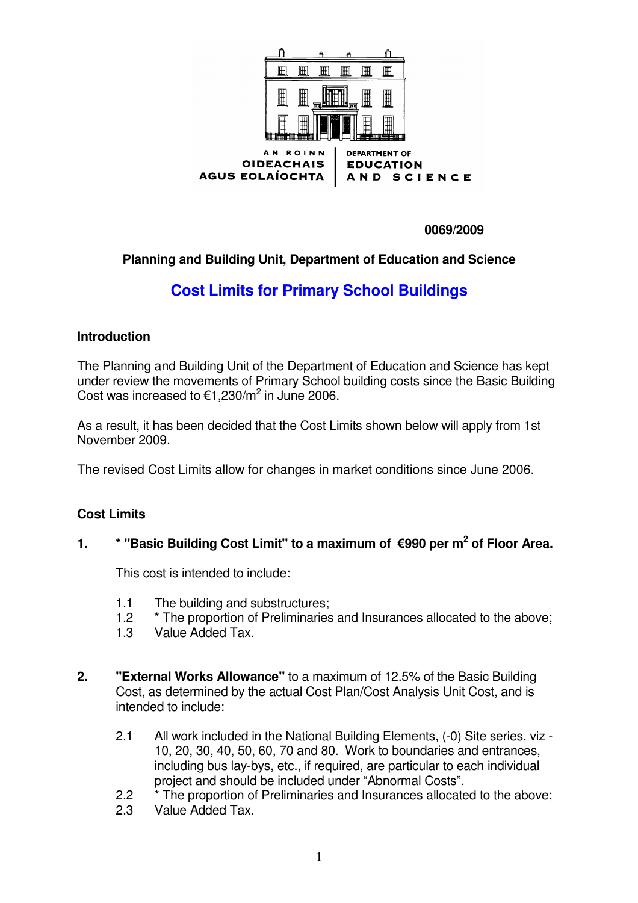AN ROINN OIDEACHAIS AGUS EOLAÍOCHTA | DEPARTMENT OF EDUCATION AND SCIENCE

**0069/2009**

**Planning and Building Unit, Department of Education and Science**

# Cost Limits for Primary School Buildings

## Introduction

The Planning and Building Unit of the Department of Education and Science has kept under review the movements of Primary School building costs since the Basic Building Cost was increased to €1,230/$m^2$ in June 2006.

As a result, it has been decided that the Cost Limits shown below will apply from 1st November 2009.

The revised Cost Limits allow for changes in market conditions since June 2006.

## Cost Limits

1. **\* "Basic Building Cost Limit" to a maximum of €990 per $m^2$ of Floor Area.**

   This cost is intended to include:

   1.1 The building and substructures;
   1.2 \* The proportion of Preliminaries and Insurances allocated to the above;
   1.3 Value Added Tax.

2. **"External Works Allowance"** to a maximum of 12.5% of the Basic Building Cost, as determined by the actual Cost Plan/Cost Analysis Unit Cost, and is intended to include:

   2.1 All work included in the National Building Elements, (-0) Site series, viz - 10, 20, 30, 40, 50, 60, 70 and 80. Work to boundaries and entrances, including bus lay-bys, etc., if required, are particular to each individual project and should be included under "Abnormal Costs".
   2.2 \* The proportion of Preliminaries and Insurances allocated to the above;
   2.3 Value Added Tax.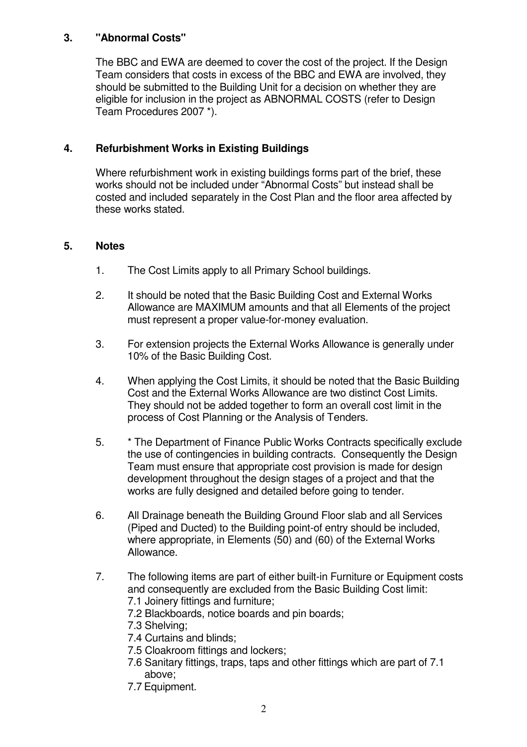## 3. "Abnormal Costs"

The BBC and EWA are deemed to cover the cost of the project. If the Design Team considers that costs in excess of the BBC and EWA are involved, they should be submitted to the Building Unit for a decision on whether they are eligible for inclusion in the project as ABNORMAL COSTS (refer to Design Team Procedures 2007 *).

## 4. Refurbishment Works in Existing Buildings

Where refurbishment work in existing buildings forms part of the brief, these works should not be included under "Abnormal Costs" but instead shall be costed and included separately in the Cost Plan and the floor area affected by these works stated.

## 5. Notes

1. The Cost Limits apply to all Primary School buildings.

2. It should be noted that the Basic Building Cost and External Works Allowance are MAXIMUM amounts and that all Elements of the project must represent a proper value-for-money evaluation.

3. For extension projects the External Works Allowance is generally under 10% of the Basic Building Cost.

4. When applying the Cost Limits, it should be noted that the Basic Building Cost and the External Works Allowance are two distinct Cost Limits. They should not be added together to form an overall cost limit in the process of Cost Planning or the Analysis of Tenders.

5. * The Department of Finance Public Works Contracts specifically exclude the use of contingencies in building contracts. Consequently the Design Team must ensure that appropriate cost provision is made for design development throughout the design stages of a project and that the works are fully designed and detailed before going to tender.

6. All Drainage beneath the Building Ground Floor slab and all Services (Piped and Ducted) to the Building point-of entry should be included, where appropriate, in Elements (50) and (60) of the External Works Allowance.

7. The following items are part of either built-in Furniture or Equipment costs and consequently are excluded from the Basic Building Cost limit:
   - 7.1 Joinery fittings and furniture;
   - 7.2 Blackboards, notice boards and pin boards;
   - 7.3 Shelving;
   - 7.4 Curtains and blinds;
   - 7.5 Cloakroom fittings and lockers;
   - 7.6 Sanitary fittings, traps, taps and other fittings which are part of 7.1 above;
   - 7.7 Equipment.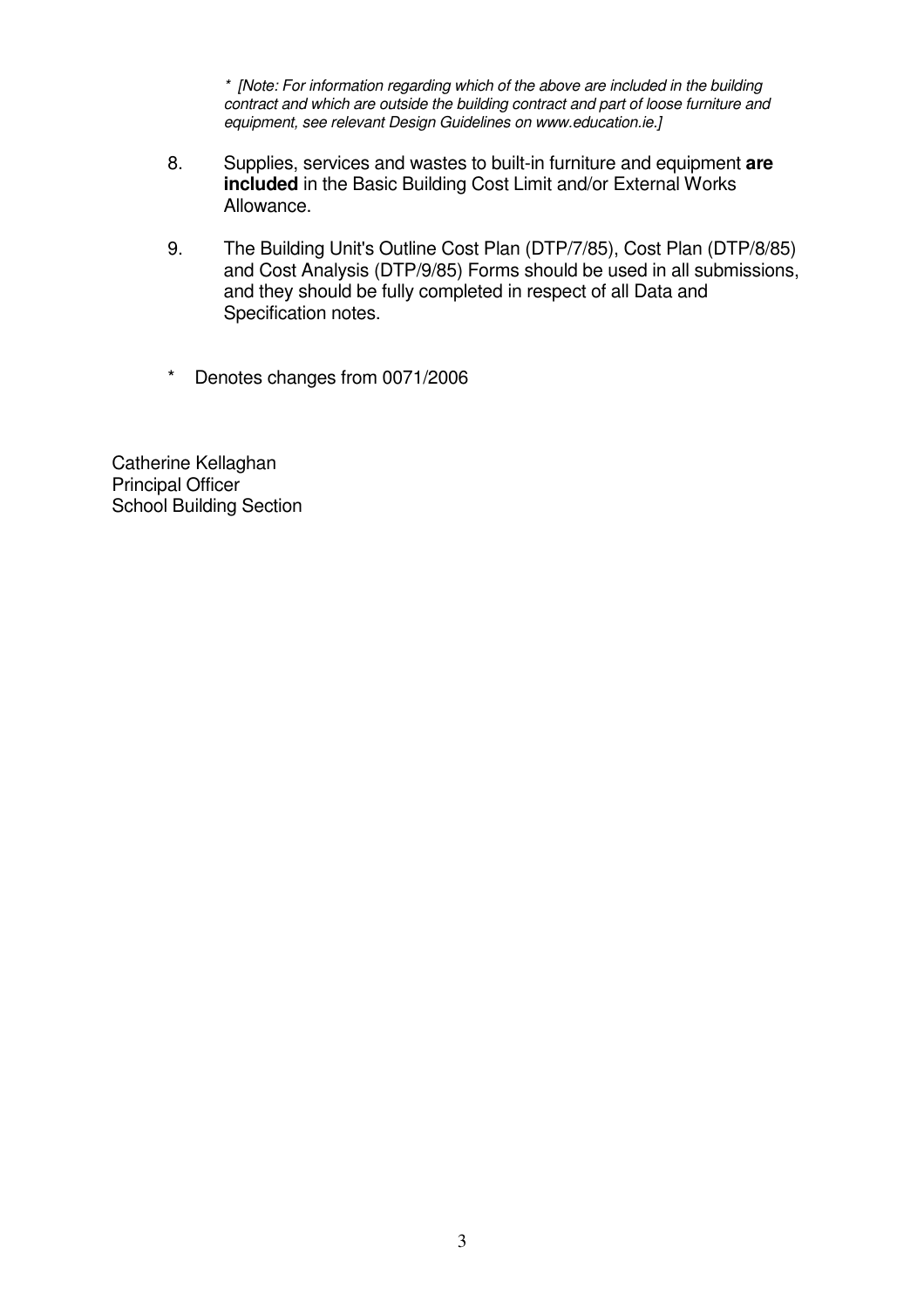*\* [Note: For information regarding which of the above are included in the building contract and which are outside the building contract and part of loose furniture and equipment, see relevant Design Guidelines on www.education.ie.]*

8. Supplies, services and wastes to built-in furniture and equipment **are included** in the Basic Building Cost Limit and/or External Works Allowance.

9. The Building Unit's Outline Cost Plan (DTP/7/85), Cost Plan (DTP/8/85) and Cost Analysis (DTP/9/85) Forms should be used in all submissions, and they should be fully completed in respect of all Data and Specification notes.

\* Denotes changes from 0071/2006

Catherine Kellaghan
Principal Officer
School Building Section